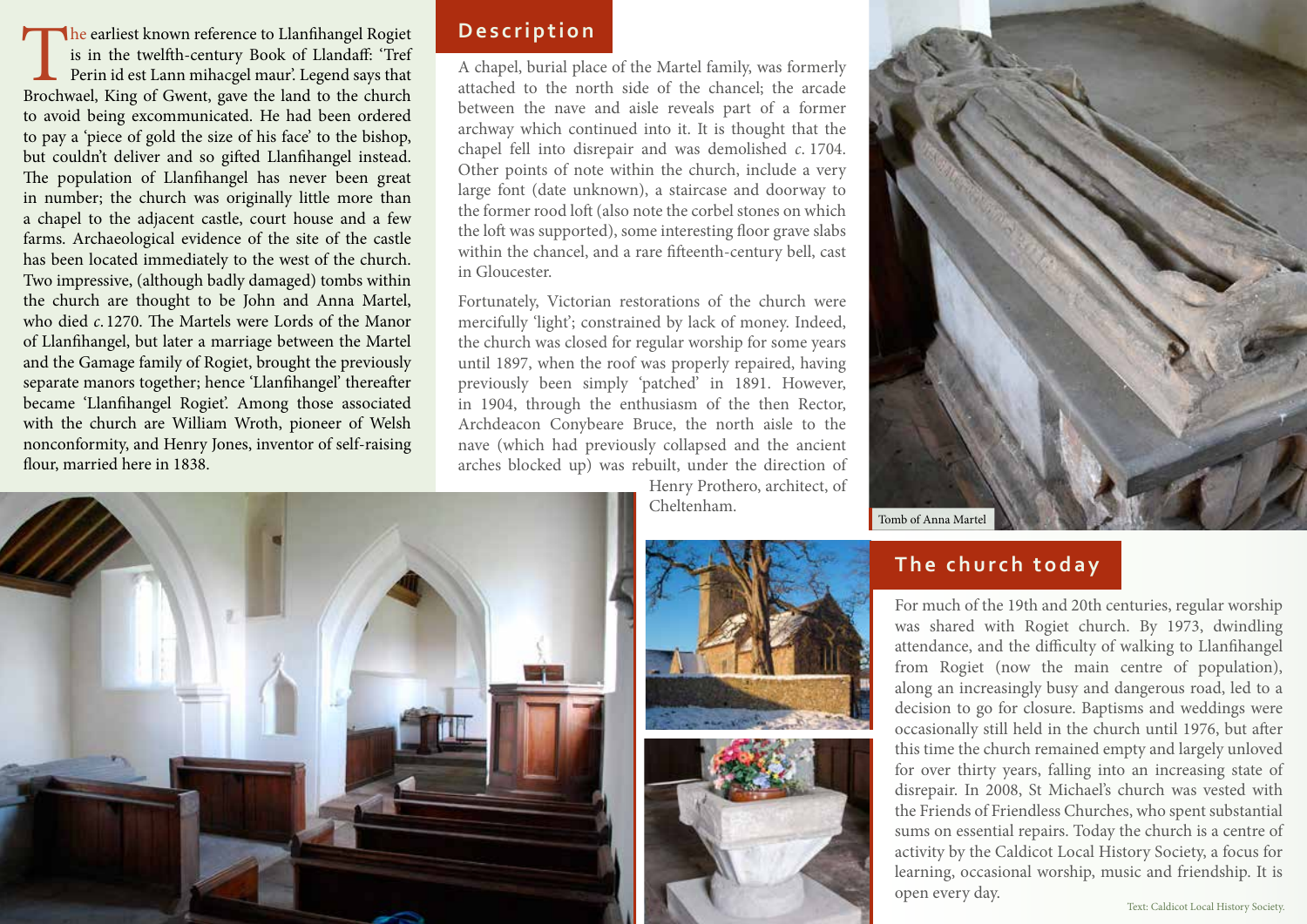The earliest known reference to Llanfihangel Rogiet is in the twelfth-century Book of Llandaff: 'Tref Perin id est Lann mihacgel maur'. Legend says that Brochwael, King of Gwent, gave the land to the church to avoid being excommunicated. He had been ordered to pay a 'piece of gold the size of his face' to the bishop, but couldn't deliver and so gifted Llanfihangel instead. The population of Llanfihangel has never been great in number; the church was originally little more than a chapel to the adjacent castle, court house and a few farms. Archaeological evidence of the site of the castle has been located immediately to the west of the church. Two impressive, (although badly damaged) tombs within the church are thought to be John and Anna Martel, who died *c.* 1270. The Martels were Lords of the Manor of Llanfihangel, but later a marriage between the Martel and the Gamage family of Rogiet, brought the previously separate manors together; hence 'Llanfihangel' thereafter became 'Llanfihangel Rogiet'. Among those associated with the church are William Wroth, pioneer of Welsh nonconformity, and Henry Jones, inventor of self-raising flour, married here in 1838.

## Description

A chapel, burial place of the Martel family, was formerly attached to the north side of the chancel; the arcade between the nave and aisle reveals part of a former archway which continued into it. It is thought that the chapel fell into disrepair and was demolished *c.* 1704. Other points of note within the church, include a very large font (date unknown), a staircase and doorway to the former rood loft (also note the corbel stones on which the loft was supported), some interesting floor grave slabs within the chancel, and a rare fifteenth-century bell, cast in Gloucester.

Fortunately, Victorian restorations of the church were mercifully 'light'; constrained by lack of money. Indeed, the church was closed for regular worship for some years until 1897, when the roof was properly repaired, having previously been simply 'patched' in 1891. However, in 1904, through the enthusiasm of the then Rector, Archdeacon Conybeare Bruce, the north aisle to the nave (which had previously collapsed and the ancient arches blocked up) was rebuilt, under the direction of Henry Prothero, architect, of Cheltenham.

Tomb of Anna Martel

## The church today

For much of the 19th and 20th centuries, regular worship was shared with Rogiet church. By 1973, dwindling attendance, and the difficulty of walking to Llanfihangel from Rogiet (now the main centre of population), along an increasingly busy and dangerous road, led to a decision to go for closure. Baptisms and weddings were occasionally still held in the church until 1976, but after this time the church remained empty and largely unloved for over thirty years, falling into an increasing state of disrepair. In 2008, St Michael's church was vested with the Friends of Friendless Churches, who spent substantial sums on essential repairs. Today the church is a centre of activity by the Caldicot Local History Society, a focus for learning, occasional worship, music and friendship. It is open every day.

Text: Caldicot Local History Society.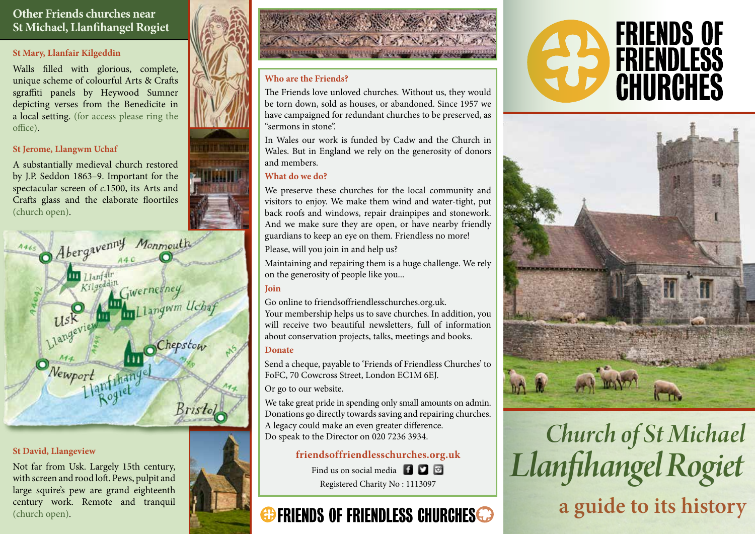## Other Friends churches near St Michael, Llanfihangel Rogiet

### St Mary, Llanfair Kilgeddin

Walls filled with glorious, complete, unique scheme of colourful Arts & Crafts sgraffiti panels by Heywood Sumner depicting verses from the Benedicite in a local setting. (for access please ring the office).

### St Jerome, Llangwm Uchaf

A substantially medieval church restored by J.P. Seddon 1863–9. Important for the spectacular screen of *c*.1500, its Arts and Crafts glass and the elaborate floortiles (church open).

A465
Abergavenny
Monmouth
A40
Llanfair Kilgeddin
Gwernesney
A4042
Usk
Llangwm Uchaf
Llangeview
A449
Chepstow
M4
M48
M5
Newport
Llanfihangel Rogiet
M4
Bristol

### St David, Llangeview

Not far from Usk. Largely 15th century, with screen and rood loft. Pews, pulpit and large squire's pew are grand eighteenth century work. Remote and tranquil (church open).

### Who are the Friends?

The Friends love unloved churches. Without us, they would be torn down, sold as houses, or abandoned. Since 1957 we have campaigned for redundant churches to be preserved, as "sermons in stone".

In Wales our work is funded by Cadw and the Church in Wales. But in England we rely on the generosity of donors and members.

### What do we do?

We preserve these churches for the local community and visitors to enjoy. We make them wind and water-tight, put back roofs and windows, repair drainpipes and stonework. And we make sure they are open, or have nearby friendly guardians to keep an eye on them. Friendless no more!

Please, will you join in and help us?

Maintaining and repairing them is a huge challenge. We rely on the generosity of people like you...

### Join

Go online to friendsoffriendlesschurches.org.uk.
Your membership helps us to save churches. In addition, you will receive two beautiful newsletters, full of information about conservation projects, talks, meetings and books.

### Donate

Send a cheque, payable to 'Friends of Friendless Churches' to FoFC, 70 Cowcross Street, London EC1M 6EJ.

Or go to our website.

We take great pride in spending only small amounts on admin. Donations go directly towards saving and repairing churches. A legacy could make an even greater difference.
Do speak to the Director on 020 7236 3934.

**friendsoffriendlesschurches.org.uk**

Find us on social media

Registered Charity No : 1113097

FRIENDS OF FRIENDLESS CHURCHES

# FRIENDS OF FRIENDLESS CHURCHES

# *Church of St Michael Llanfihangel Rogiet*

## a guide to its history